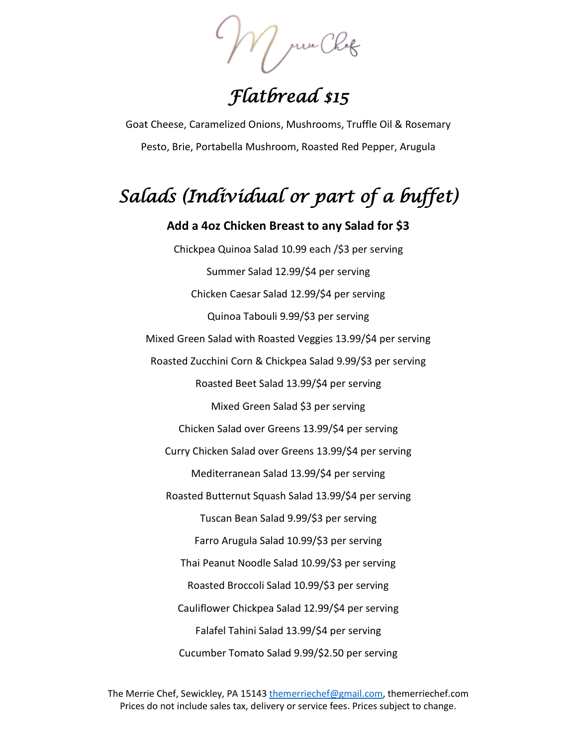# Flatbread $15

Goat Cheese, Caramelized Onions, Mushrooms, Truffle Oil & Rosemary

Pesto, Brie, Portabella Mushroom, Roasted Red Pepper, Arugula

# Salads (Individual or part of a buffet)

**Add a 4oz Chicken Breast to any Salad for $3**

Chickpea Quinoa Salad 10.99 each /$3 per serving

Summer Salad 12.99/$4 per serving

Chicken Caesar Salad 12.99/$4 per serving

Quinoa Tabouli 9.99/$3 per serving

Mixed Green Salad with Roasted Veggies 13.99/$4 per serving

Roasted Zucchini Corn & Chickpea Salad 9.99/$3 per serving

Roasted Beet Salad 13.99/$4 per serving

Mixed Green Salad $3 per serving

Chicken Salad over Greens 13.99/$4 per serving

Curry Chicken Salad over Greens 13.99/$4 per serving

Mediterranean Salad 13.99/$4 per serving

Roasted Butternut Squash Salad 13.99/$4 per serving

Tuscan Bean Salad 9.99/$3 per serving

Farro Arugula Salad 10.99/$3 per serving

Thai Peanut Noodle Salad 10.99/$3 per serving

Roasted Broccoli Salad 10.99/$3 per serving

Cauliflower Chickpea Salad 12.99/$4 per serving

Falafel Tahini Salad 13.99/$4 per serving

Cucumber Tomato Salad 9.99/$2.50 per serving

The Merrie Chef, Sewickley, PA 15143 themerriechef@gmail.com, themerriechef.com
Prices do not include sales tax, delivery or service fees. Prices subject to change.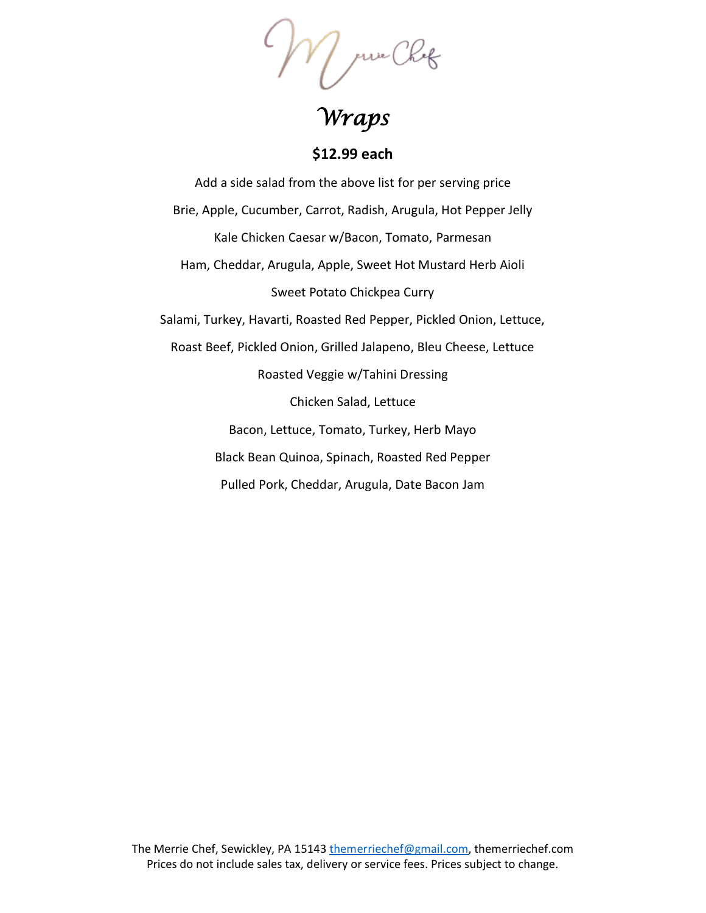# *Wraps*

**$12.99 each**

Add a side salad from the above list for per serving price

Brie, Apple, Cucumber, Carrot, Radish, Arugula, Hot Pepper Jelly

Kale Chicken Caesar w/Bacon, Tomato, Parmesan

Ham, Cheddar, Arugula, Apple, Sweet Hot Mustard Herb Aioli

Sweet Potato Chickpea Curry

Salami, Turkey, Havarti, Roasted Red Pepper, Pickled Onion, Lettuce,

Roast Beef, Pickled Onion, Grilled Jalapeno, Bleu Cheese, Lettuce

Roasted Veggie w/Tahini Dressing

Chicken Salad, Lettuce

Bacon, Lettuce, Tomato, Turkey, Herb Mayo

Black Bean Quinoa, Spinach, Roasted Red Pepper

Pulled Pork, Cheddar, Arugula, Date Bacon Jam

The Merrie Chef, Sewickley, PA 15143 themerriechef@gmail.com, themerriechef.com
Prices do not include sales tax, delivery or service fees. Prices subject to change.